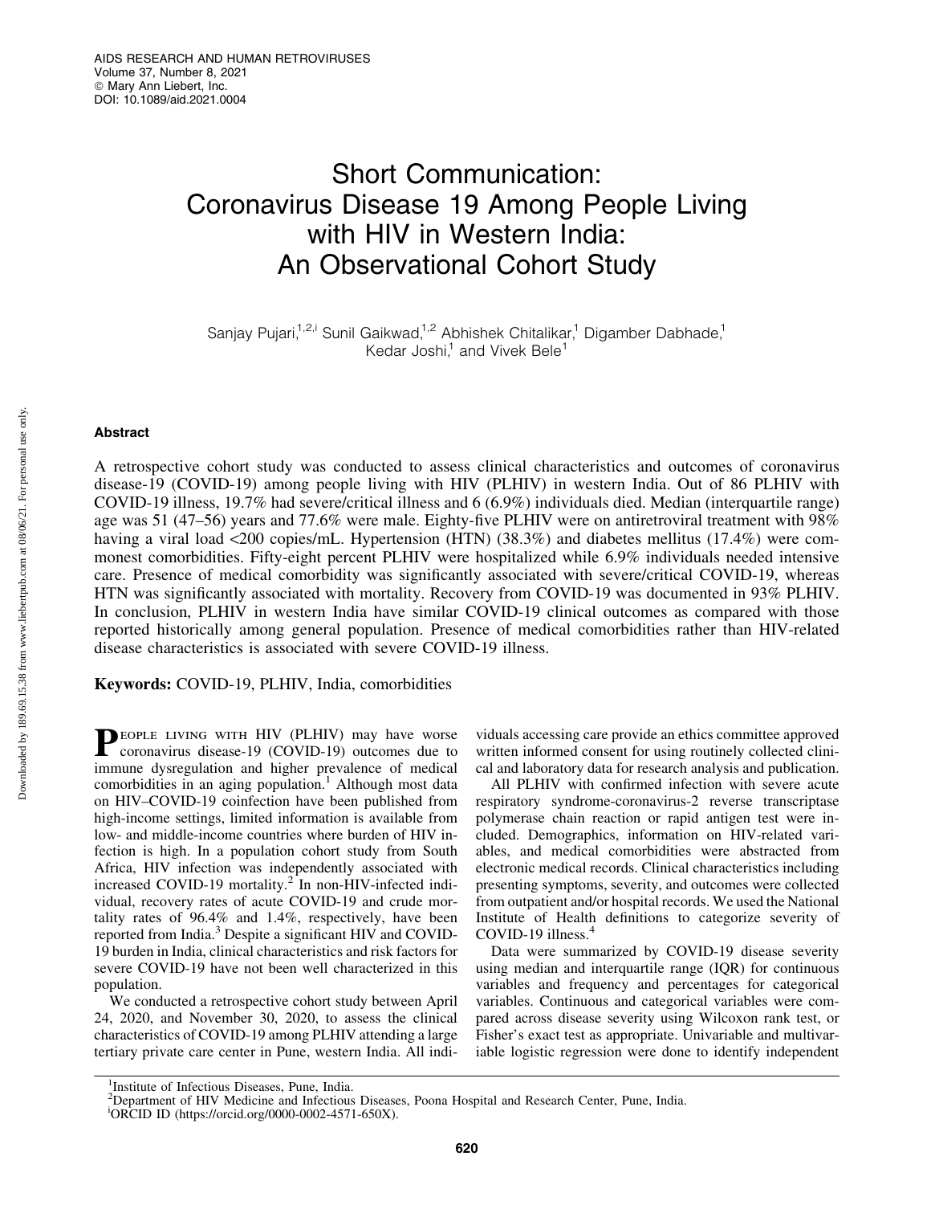# Short Communication: Coronavirus Disease 19 Among People Living with HIV in Western India: An Observational Cohort Study

Sanjay Pujari,[1,2,i] Sunil Gaikwad,[1,2] Abhishek Chitalikar,[1] Digamber Dabhade,[1] Kedar Joshi,[1] and Vivek Bele[1]

## Abstract

A retrospective cohort study was conducted to assess clinical characteristics and outcomes of coronavirus disease-19 (COVID-19) among people living with HIV (PLHIV) in western India. Out of 86 PLHIV with COVID-19 illness, 19.7% had severe/critical illness and 6 (6.9%) individuals died. Median (interquartile range) age was 51 (47–56) years and 77.6% were male. Eighty-five PLHIV were on antiretroviral treatment with 98% having a viral load <200 copies/mL. Hypertension (HTN) (38.3%) and diabetes mellitus (17.4%) were commonest comorbidities. Fifty-eight percent PLHIV were hospitalized while 6.9% individuals needed intensive care. Presence of medical comorbidity was significantly associated with severe/critical COVID-19, whereas HTN was significantly associated with mortality. Recovery from COVID-19 was documented in 93% PLHIV. In conclusion, PLHIV in western India have similar COVID-19 clinical outcomes as compared with those reported historically among general population. Presence of medical comorbidities rather than HIV-related disease characteristics is associated with severe COVID-19 illness.

**Keywords:** COVID-19, PLHIV, India, comorbidities

People living with HIV (PLHIV) may have worse coronavirus disease-19 (COVID-19) outcomes due to immune dysregulation and higher prevalence of medical comorbidities in an aging population.[1] Although most data on HIV–COVID-19 coinfection have been published from high-income settings, limited information is available from low- and middle-income countries where burden of HIV infection is high. In a population cohort study from South Africa, HIV infection was independently associated with increased COVID-19 mortality.[2] In non-HIV-infected individual, recovery rates of acute COVID-19 and crude mortality rates of 96.4% and 1.4%, respectively, have been reported from India.[3] Despite a significant HIV and COVID-19 burden in India, clinical characteristics and risk factors for severe COVID-19 have not been well characterized in this population.

We conducted a retrospective cohort study between April 24, 2020, and November 30, 2020, to assess the clinical characteristics of COVID-19 among PLHIV attending a large tertiary private care center in Pune, western India. All individuals accessing care provide an ethics committee approved written informed consent for using routinely collected clinical and laboratory data for research analysis and publication.

All PLHIV with confirmed infection with severe acute respiratory syndrome-coronavirus-2 reverse transcriptase polymerase chain reaction or rapid antigen test were included. Demographics, information on HIV-related variables, and medical comorbidities were abstracted from electronic medical records. Clinical characteristics including presenting symptoms, severity, and outcomes were collected from outpatient and/or hospital records. We used the National Institute of Health definitions to categorize severity of COVID-19 illness.[4]

Data were summarized by COVID-19 disease severity using median and interquartile range (IQR) for continuous variables and frequency and percentages for categorical variables. Continuous and categorical variables were compared across disease severity using Wilcoxon rank test, or Fisher's exact test as appropriate. Univariable and multivariable logistic regression were done to identify independent

---

[1] Institute of Infectious Diseases, Pune, India.

[2] Department of HIV Medicine and Infectious Diseases, Poona Hospital and Research Center, Pune, India.

[i] ORCID ID (https://orcid.org/0000-0002-4571-650X).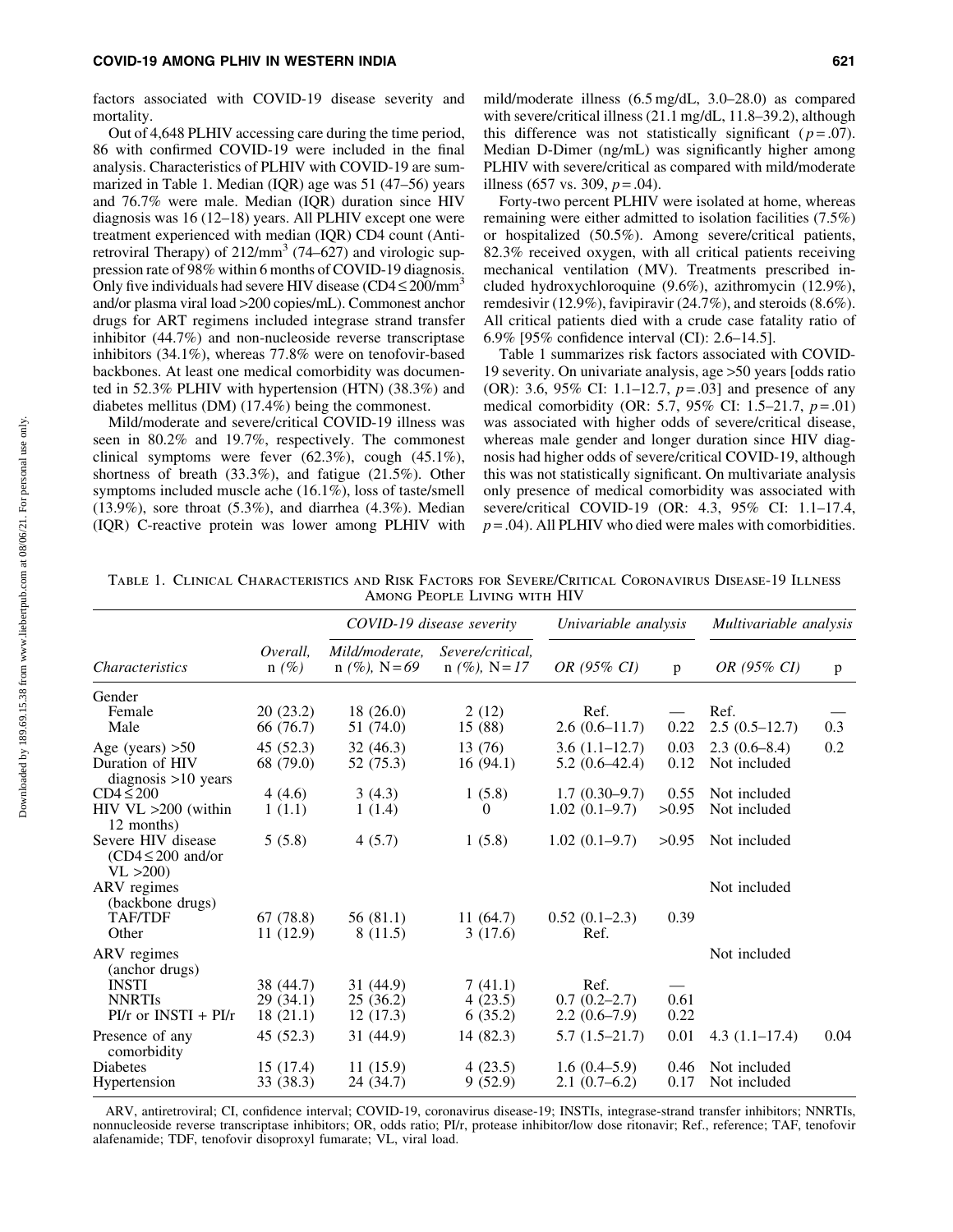factors associated with COVID-19 disease severity and mortality.

Out of 4,648 PLHIV accessing care during the time period, 86 with confirmed COVID-19 were included in the final analysis. Characteristics of PLHIV with COVID-19 are summarized in Table 1. Median (IQR) age was 51 (47–56) years and 76.7% were male. Median (IQR) duration since HIV diagnosis was 16 (12–18) years. All PLHIV except one were treatment experienced with median (IQR) CD4 count (Antiretroviral Therapy) of 212/mm$^3$ (74–627) and virologic suppression rate of 98% within 6 months of COVID-19 diagnosis. Only five individuals had severe HIV disease (CD4 ≤ 200/mm$^3$ and/or plasma viral load >200 copies/mL). Commonest anchor drugs for ART regimens included integrase strand transfer inhibitor (44.7%) and non-nucleoside reverse transcriptase inhibitors (34.1%), whereas 77.8% were on tenofovir-based backbones. At least one medical comorbidity was documented in 52.3% PLHIV with hypertension (HTN) (38.3%) and diabetes mellitus (DM) (17.4%) being the commonest.

Mild/moderate and severe/critical COVID-19 illness was seen in 80.2% and 19.7%, respectively. The commonest clinical symptoms were fever (62.3%), cough (45.1%), shortness of breath (33.3%), and fatigue (21.5%). Other symptoms included muscle ache (16.1%), loss of taste/smell (13.9%), sore throat (5.3%), and diarrhea (4.3%). Median (IQR) C-reactive protein was lower among PLHIV with mild/moderate illness (6.5 mg/dL, 3.0–28.0) as compared with severe/critical illness (21.1 mg/dL, 11.8–39.2), although this difference was not statistically significant ($p = .07$). Median D-Dimer (ng/mL) was significantly higher among PLHIV with severe/critical as compared with mild/moderate illness (657 vs. 309, $p = .04$).

Forty-two percent PLHIV were isolated at home, whereas remaining were either admitted to isolation facilities (7.5%) or hospitalized (50.5%). Among severe/critical patients, 82.3% received oxygen, with all critical patients receiving mechanical ventilation (MV). Treatments prescribed included hydroxychloroquine (9.6%), azithromycin (12.9%), remdesivir (12.9%), favipiravir (24.7%), and steroids (8.6%). All critical patients died with a crude case fatality ratio of 6.9% [95% confidence interval (CI): 2.6–14.5].

Table 1 summarizes risk factors associated with COVID-19 severity. On univariate analysis, age >50 years [odds ratio (OR): 3.6, 95% CI: 1.1–12.7, $p = .03$] and presence of any medical comorbidity (OR: 5.7, 95% CI: 1.5–21.7, $p = .01$) was associated with higher odds of severe/critical disease, whereas male gender and longer duration since HIV diagnosis had higher odds of severe/critical COVID-19, although this was not statistically significant. On multivariate analysis only presence of medical comorbidity was associated with severe/critical COVID-19 (OR: 4.3, 95% CI: 1.1–17.4, $p = .04$). All PLHIV who died were males with comorbidities.

Table 1. Clinical Characteristics and Risk Factors for Severe/Critical Coronavirus Disease-19 Illness Among People Living with HIV

| | | COVID-19 disease severity | | Univariable analysis | | Multivariable analysis | |
|---|---|---|---|---|---|---|---|
| *Characteristics* | *Overall, n (%)* | *Mild/moderate, n (%), N = 69* | *Severe/critical, n (%), N = 17* | *OR (95% CI)* | p | *OR (95% CI)* | p |
| Gender | | | | | | | |
| Female | 20 (23.2) | 18 (26.0) | 2 (12) | Ref. | — | Ref. | — |
| Male | 66 (76.7) | 51 (74.0) | 15 (88) | 2.6 (0.6–11.7) | 0.22 | 2.5 (0.5–12.7) | 0.3 |
| Age (years) >50 | 45 (52.3) | 32 (46.3) | 13 (76) | 3.6 (1.1–12.7) | 0.03 | 2.3 (0.6–8.4) | 0.2 |
| Duration of HIV diagnosis >10 years | 68 (79.0) | 52 (75.3) | 16 (94.1) | 5.2 (0.6–42.4) | 0.12 | Not included | |
| CD4 ≤ 200 | 4 (4.6) | 3 (4.3) | 1 (5.8) | 1.7 (0.30–9.7) | 0.55 | Not included | |
| HIV VL >200 (within 12 months) | 1 (1.1) | 1 (1.4) | 0 | 1.02 (0.1–9.7) | >0.95 | Not included | |
| Severe HIV disease (CD4 ≤ 200 and/or VL >200) | 5 (5.8) | 4 (5.7) | 1 (5.8) | 1.02 (0.1–9.7) | >0.95 | Not included | |
| ARV regimes (backbone drugs) | | | | | | Not included | |
| TAF/TDF | 67 (78.8) | 56 (81.1) | 11 (64.7) | 0.52 (0.1–2.3) | 0.39 | | |
| Other | 11 (12.9) | 8 (11.5) | 3 (17.6) | Ref. | | | |
| ARV regimes (anchor drugs) | | | | | | Not included | |
| INSTI | 38 (44.7) | 31 (44.9) | 7 (41.1) | Ref. | — | | |
| NNRTIs | 29 (34.1) | 25 (36.2) | 4 (23.5) | 0.7 (0.2–2.7) | 0.61 | | |
| PI/r or INSTI + PI/r | 18 (21.1) | 12 (17.3) | 6 (35.2) | 2.2 (0.6–7.9) | 0.22 | | |
| Presence of any comorbidity | 45 (52.3) | 31 (44.9) | 14 (82.3) | 5.7 (1.5–21.7) | 0.01 | 4.3 (1.1–17.4) | 0.04 |
| Diabetes | 15 (17.4) | 11 (15.9) | 4 (23.5) | 1.6 (0.4–5.9) | 0.46 | Not included | |
| Hypertension | 33 (38.3) | 24 (34.7) | 9 (52.9) | 2.1 (0.7–6.2) | 0.17 | Not included | |

ARV, antiretroviral; CI, confidence interval; COVID-19, coronavirus disease-19; INSTIs, integrase-strand transfer inhibitors; NNRTIs, nonnucleoside reverse transcriptase inhibitors; OR, odds ratio; PI/r, protease inhibitor/low dose ritonavir; Ref., reference; TAF, tenofovir alafenamide; TDF, tenofovir disoproxyl fumarate; VL, viral load.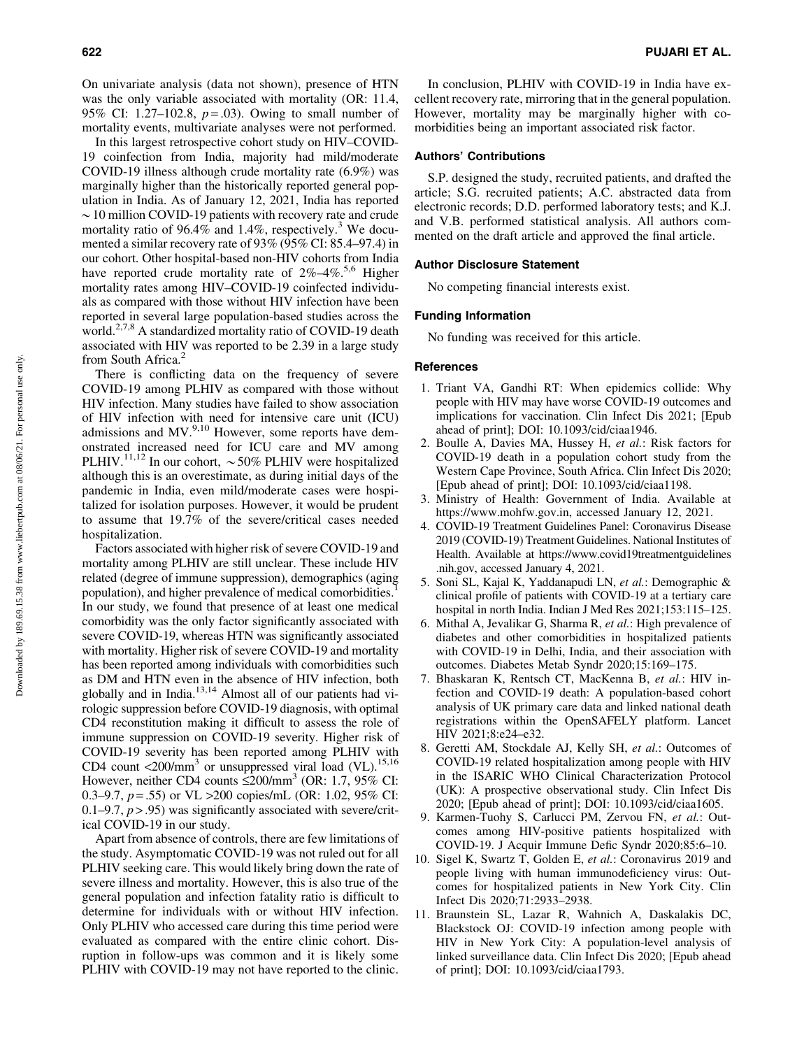On univariate analysis (data not shown), presence of HTN was the only variable associated with mortality (OR: 11.4, 95% CI: 1.27–102.8, $p = .03$). Owing to small number of mortality events, multivariate analyses were not performed.

In this largest retrospective cohort study on HIV–COVID-19 coinfection from India, majority had mild/moderate COVID-19 illness although crude mortality rate (6.9%) was marginally higher than the historically reported general population in India. As of January 12, 2021, India has reported $\sim 10$ million COVID-19 patients with recovery rate and crude mortality ratio of 96.4% and 1.4%, respectively.[3] We documented a similar recovery rate of 93% (95% CI: 85.4–97.4) in our cohort. Other hospital-based non-HIV cohorts from India have reported crude mortality rate of 2%–4%.[5,6] Higher mortality rates among HIV–COVID-19 coinfected individuals as compared with those without HIV infection have been reported in several large population-based studies across the world.[2,7,8] A standardized mortality ratio of COVID-19 death associated with HIV was reported to be 2.39 in a large study from South Africa.[2]

There is conflicting data on the frequency of severe COVID-19 among PLHIV as compared with those without HIV infection. Many studies have failed to show association of HIV infection with need for intensive care unit (ICU) admissions and MV.[9,10] However, some reports have demonstrated increased need for ICU care and MV among PLHIV.[11,12] In our cohort, $\sim 50\%$ PLHIV were hospitalized although this is an overestimate, as during initial days of the pandemic in India, even mild/moderate cases were hospitalized for isolation purposes. However, it would be prudent to assume that 19.7% of the severe/critical cases needed hospitalization.

Factors associated with higher risk of severe COVID-19 and mortality among PLHIV are still unclear. These include HIV related (degree of immune suppression), demographics (aging population), and higher prevalence of medical comorbidities.[1] In our study, we found that presence of at least one medical comorbidity was the only factor significantly associated with severe COVID-19, whereas HTN was significantly associated with mortality. Higher risk of severe COVID-19 and mortality has been reported among individuals with comorbidities such as DM and HTN even in the absence of HIV infection, both globally and in India.[13,14] Almost all of our patients had virologic suppression before COVID-19 diagnosis, with optimal CD4 reconstitution making it difficult to assess the role of immune suppression on COVID-19 severity. Higher risk of COVID-19 severity has been reported among PLHIV with CD4 count $<200/\text{mm}^3$ or unsuppressed viral load (VL).[15,16] However, neither CD4 counts $\leq 200/\text{mm}^3$ (OR: 1.7, 95% CI: 0.3–9.7, $p = .55$) or VL >200 copies/mL (OR: 1.02, 95% CI: 0.1–9.7, $p > .95$) was significantly associated with severe/critical COVID-19 in our study.

Apart from absence of controls, there are few limitations of the study. Asymptomatic COVID-19 was not ruled out for all PLHIV seeking care. This would likely bring down the rate of severe illness and mortality. However, this is also true of the general population and infection fatality ratio is difficult to determine for individuals with or without HIV infection. Only PLHIV who accessed care during this time period were evaluated as compared with the entire clinic cohort. Disruption in follow-ups was common and it is likely some PLHIV with COVID-19 may not have reported to the clinic.

In conclusion, PLHIV with COVID-19 in India have excellent recovery rate, mirroring that in the general population. However, mortality may be marginally higher with comorbidities being an important associated risk factor.

## Authors' Contributions

S.P. designed the study, recruited patients, and drafted the article; S.G. recruited patients; A.C. abstracted data from electronic records; D.D. performed laboratory tests; and K.J. and V.B. performed statistical analysis. All authors commented on the draft article and approved the final article.

## Author Disclosure Statement

No competing financial interests exist.

## Funding Information

No funding was received for this article.

## References

1. Triant VA, Gandhi RT: When epidemics collide: Why people with HIV may have worse COVID-19 outcomes and implications for vaccination. Clin Infect Dis 2021; [Epub ahead of print]; DOI: 10.1093/cid/ciaa1946.
2. Boulle A, Davies MA, Hussey H, *et al.*: Risk factors for COVID-19 death in a population cohort study from the Western Cape Province, South Africa. Clin Infect Dis 2020; [Epub ahead of print]; DOI: 10.1093/cid/ciaa1198.
3. Ministry of Health: Government of India. Available at https://www.mohfw.gov.in, accessed January 12, 2021.
4. COVID-19 Treatment Guidelines Panel: Coronavirus Disease 2019 (COVID-19) Treatment Guidelines. National Institutes of Health. Available at https://www.covid19treatmentguidelines.nih.gov, accessed January 4, 2021.
5. Soni SL, Kajal K, Yaddanapudi LN, *et al.*: Demographic & clinical profile of patients with COVID-19 at a tertiary care hospital in north India. Indian J Med Res 2021;153:115–125.
6. Mithal A, Jevalikar G, Sharma R, *et al.*: High prevalence of diabetes and other comorbidities in hospitalized patients with COVID-19 in Delhi, India, and their association with outcomes. Diabetes Metab Syndr 2020;15:169–175.
7. Bhaskaran K, Rentsch CT, MacKenna B, *et al.*: HIV infection and COVID-19 death: A population-based cohort analysis of UK primary care data and linked national death registrations within the OpenSAFELY platform. Lancet HIV 2021;8:e24–e32.
8. Geretti AM, Stockdale AJ, Kelly SH, *et al.*: Outcomes of COVID-19 related hospitalization among people with HIV in the ISARIC WHO Clinical Characterization Protocol (UK): A prospective observational study. Clin Infect Dis 2020; [Epub ahead of print]; DOI: 10.1093/cid/ciaa1605.
9. Karmen-Tuohy S, Carlucci PM, Zervou FN, *et al.*: Outcomes among HIV-positive patients hospitalized with COVID-19. J Acquir Immune Defic Syndr 2020;85:6–10.
10. Sigel K, Swartz T, Golden E, *et al.*: Coronavirus 2019 and people living with human immunodeficiency virus: Outcomes for hospitalized patients in New York City. Clin Infect Dis 2020;71:2933–2938.
11. Braunstein SL, Lazar R, Wahnich A, Daskalakis DC, Blackstock OJ: COVID-19 infection among people with HIV in New York City: A population-level analysis of linked surveillance data. Clin Infect Dis 2020; [Epub ahead of print]; DOI: 10.1093/cid/ciaa1793.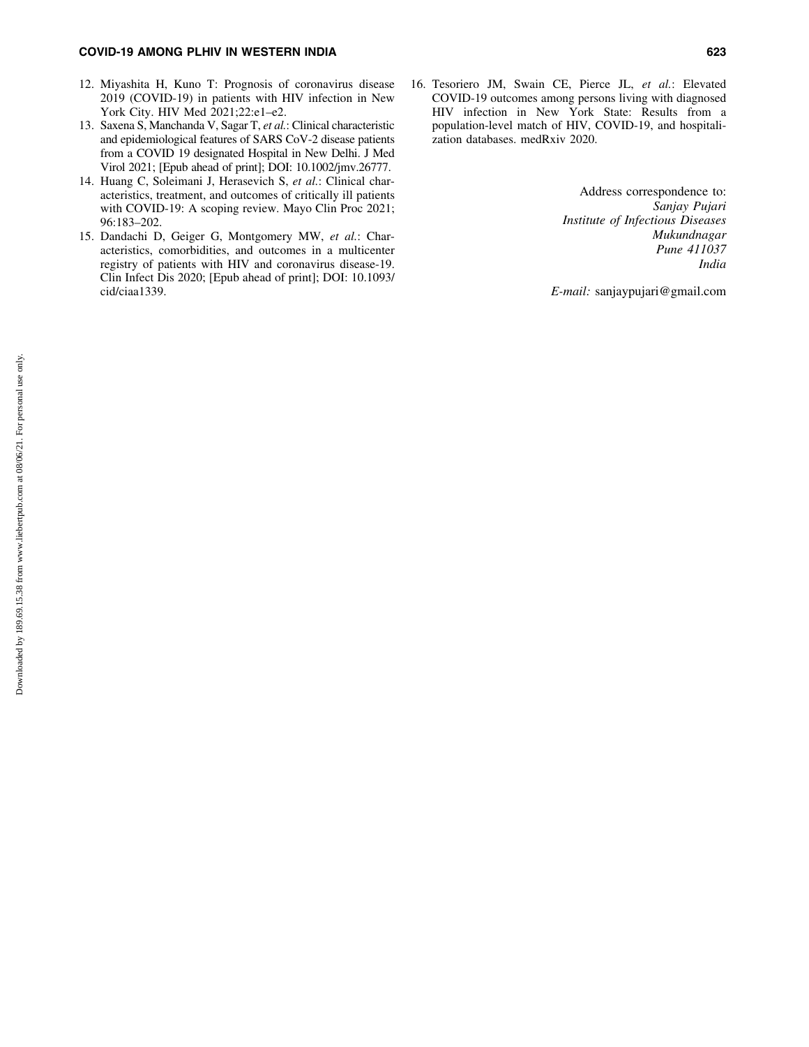12. Miyashita H, Kuno T: Prognosis of coronavirus disease 2019 (COVID-19) in patients with HIV infection in New York City. HIV Med 2021;22:e1–e2.
13. Saxena S, Manchanda V, Sagar T, *et al.*: Clinical characteristic and epidemiological features of SARS CoV-2 disease patients from a COVID 19 designated Hospital in New Delhi. J Med Virol 2021; [Epub ahead of print]; DOI: 10.1002/jmv.26777.
14. Huang C, Soleimani J, Herasevich S, *et al.*: Clinical characteristics, treatment, and outcomes of critically ill patients with COVID-19: A scoping review. Mayo Clin Proc 2021; 96:183–202.
15. Dandachi D, Geiger G, Montgomery MW, *et al.*: Characteristics, comorbidities, and outcomes in a multicenter registry of patients with HIV and coronavirus disease-19. Clin Infect Dis 2020; [Epub ahead of print]; DOI: 10.1093/cid/ciaa1339.
16. Tesoriero JM, Swain CE, Pierce JL, *et al.*: Elevated COVID-19 outcomes among persons living with diagnosed HIV infection in New York State: Results from a population-level match of HIV, COVID-19, and hospitalization databases. medRxiv 2020.

Address correspondence to:
*Sanjay Pujari*
*Institute of Infectious Diseases*
*Mukundnagar*
*Pune 411037*
*India*

*E-mail:* sanjaypujari@gmail.com